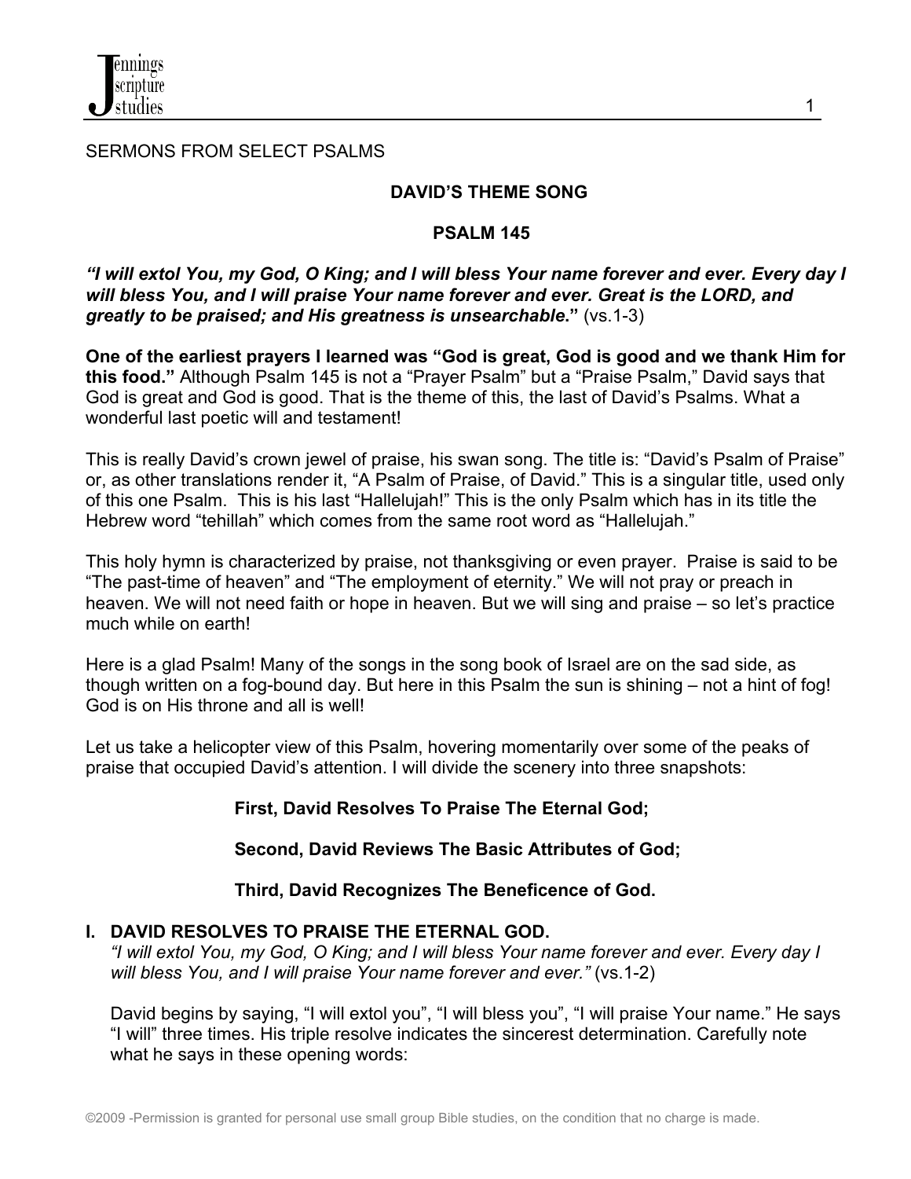SERMONS FROM SELECT PSALMS

## DAVID'S THEME SONG

## PSALM 145

***"I will extol You, my God, O King; and I will bless Your name forever and ever. Every day I will bless You, and I will praise Your name forever and ever. Great is the LORD, and greatly to be praised; and His greatness is unsearchable."*** (vs.1-3)

**One of the earliest prayers I learned was "God is great, God is good and we thank Him for this food."** Although Psalm 145 is not a "Prayer Psalm" but a "Praise Psalm," David says that God is great and God is good. That is the theme of this, the last of David's Psalms. What a wonderful last poetic will and testament!

This is really David's crown jewel of praise, his swan song. The title is: "David's Psalm of Praise" or, as other translations render it, "A Psalm of Praise, of David." This is a singular title, used only of this one Psalm. This is his last "Hallelujah!" This is the only Psalm which has in its title the Hebrew word "tehillah" which comes from the same root word as "Hallelujah."

This holy hymn is characterized by praise, not thanksgiving or even prayer. Praise is said to be "The past-time of heaven" and "The employment of eternity." We will not pray or preach in heaven. We will not need faith or hope in heaven. But we will sing and praise – so let's practice much while on earth!

Here is a glad Psalm! Many of the songs in the song book of Israel are on the sad side, as though written on a fog-bound day. But here in this Psalm the sun is shining – not a hint of fog! God is on His throne and all is well!

Let us take a helicopter view of this Psalm, hovering momentarily over some of the peaks of praise that occupied David's attention. I will divide the scenery into three snapshots:

**First, David Resolves To Praise The Eternal God;**

**Second, David Reviews The Basic Attributes of God;**

**Third, David Recognizes The Beneficence of God.**

### I. DAVID RESOLVES TO PRAISE THE ETERNAL GOD.

*"I will extol You, my God, O King; and I will bless Your name forever and ever. Every day I will bless You, and I will praise Your name forever and ever."* (vs.1-2)

David begins by saying, "I will extol you", "I will bless you", "I will praise Your name." He says "I will" three times. His triple resolve indicates the sincerest determination. Carefully note what he says in these opening words: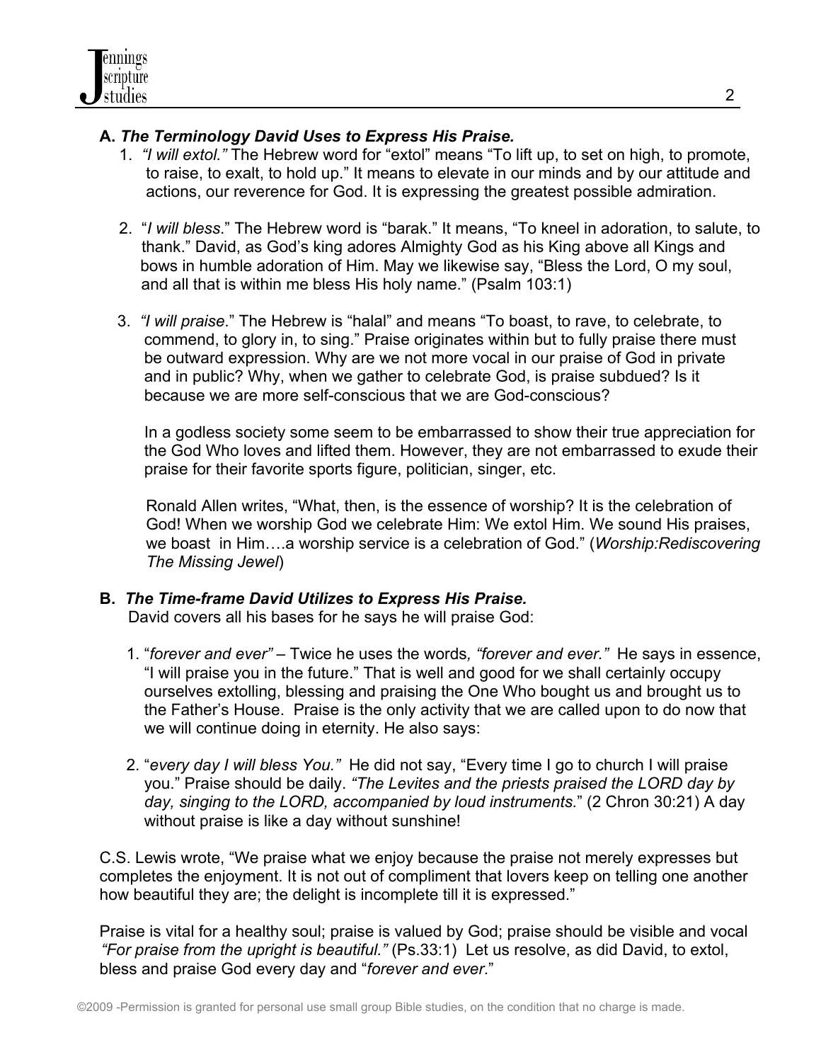**A.** ***The Terminology David Uses to Express His Praise.***

1. *"I will extol."* The Hebrew word for "extol" means "To lift up, to set on high, to promote, to raise, to exalt, to hold up." It means to elevate in our minds and by our attitude and actions, our reverence for God. It is expressing the greatest possible admiration.

2. "*I will bless*." The Hebrew word is "barak." It means, "To kneel in adoration, to salute, to thank." David, as God's king adores Almighty God as his King above all Kings and bows in humble adoration of Him. May we likewise say, "Bless the Lord, O my soul, and all that is within me bless His holy name." (Psalm 103:1)

3. *"I will praise*." The Hebrew is "halal" and means "To boast, to rave, to celebrate, to commend, to glory in, to sing." Praise originates within but to fully praise there must be outward expression. Why are we not more vocal in our praise of God in private and in public? Why, when we gather to celebrate God, is praise subdued? Is it because we are more self-conscious that we are God-conscious?

   In a godless society some seem to be embarrassed to show their true appreciation for the God Who loves and lifted them. However, they are not embarrassed to exude their praise for their favorite sports figure, politician, singer, etc.

   Ronald Allen writes, "What, then, is the essence of worship? It is the celebration of God! When we worship God we celebrate Him: We extol Him. We sound His praises, we boast in Him….a worship service is a celebration of God." (*Worship:Rediscovering The Missing Jewel*)

**B.** ***The Time-frame David Utilizes to Express His Praise.***

David covers all his bases for he says he will praise God:

1. "*forever and ever"* – Twice he uses the words*, "forever and ever."* He says in essence, "I will praise you in the future." That is well and good for we shall certainly occupy ourselves extolling, blessing and praising the One Who bought us and brought us to the Father's House. Praise is the only activity that we are called upon to do now that we will continue doing in eternity. He also says:

2. "*every day I will bless You."* He did not say, "Every time I go to church I will praise you." Praise should be daily. *"The Levites and the priests praised the LORD day by day, singing to the LORD, accompanied by loud instruments.*" (2 Chron 30:21) A day without praise is like a day without sunshine!

C.S. Lewis wrote, "We praise what we enjoy because the praise not merely expresses but completes the enjoyment. It is not out of compliment that lovers keep on telling one another how beautiful they are; the delight is incomplete till it is expressed."

Praise is vital for a healthy soul; praise is valued by God; praise should be visible and vocal *"For praise from the upright is beautiful."* (Ps.33:1) Let us resolve, as did David, to extol, bless and praise God every day and "*forever and ever*."

©2009 -Permission is granted for personal use small group Bible studies, on the condition that no charge is made.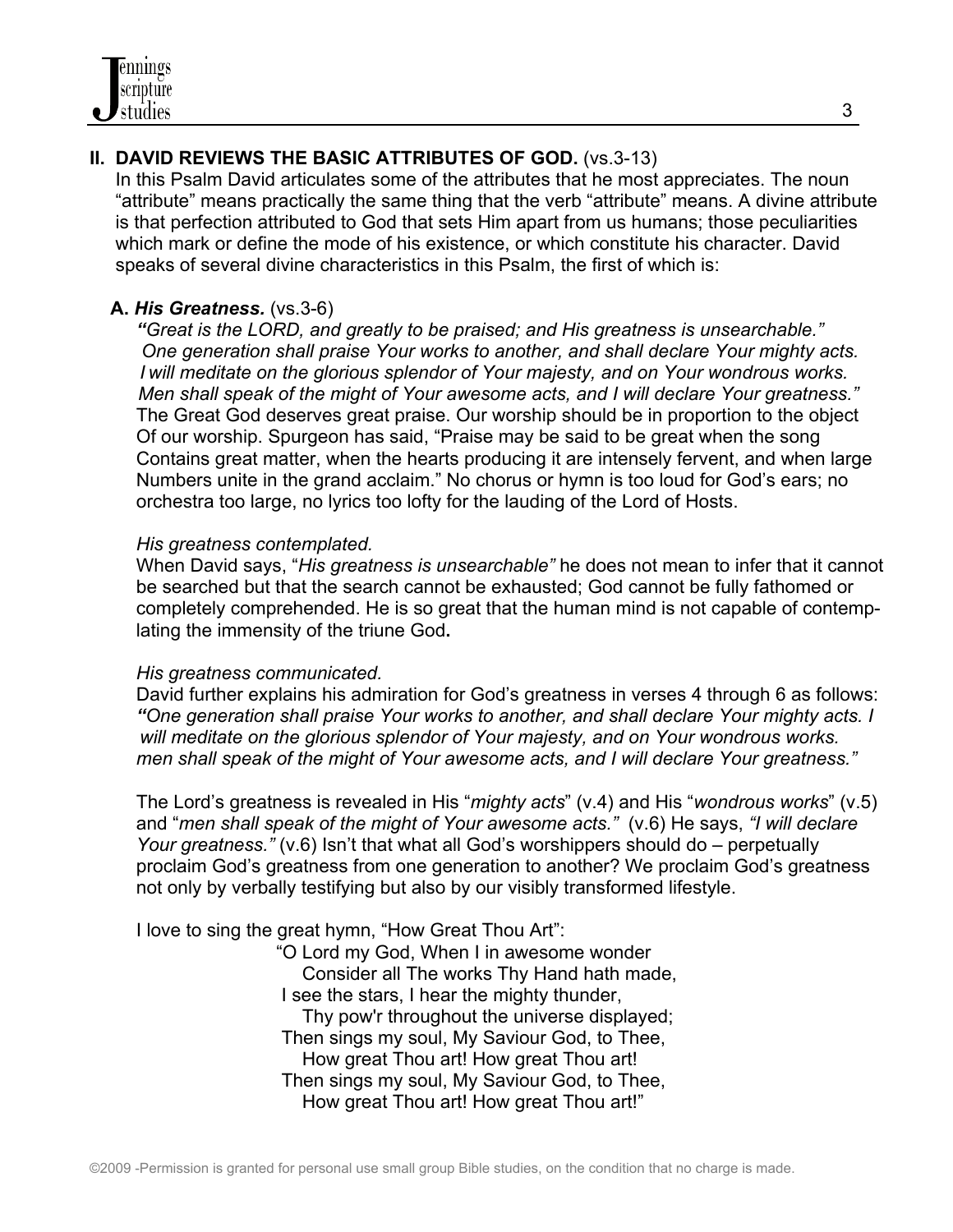## II. DAVID REVIEWS THE BASIC ATTRIBUTES OF GOD. (vs.3-13)

In this Psalm David articulates some of the attributes that he most appreciates. The noun "attribute" means practically the same thing that the verb "attribute" means. A divine attribute is that perfection attributed to God that sets Him apart from us humans; those peculiarities which mark or define the mode of his existence, or which constitute his character. David speaks of several divine characteristics in this Psalm, the first of which is:

### A. *His Greatness.* (vs.3-6)

*"Great is the LORD, and greatly to be praised; and His greatness is unsearchable." One generation shall praise Your works to another, and shall declare Your mighty acts. I will meditate on the glorious splendor of Your majesty, and on Your wondrous works. Men shall speak of the might of Your awesome acts, and I will declare Your greatness."*

The Great God deserves great praise. Our worship should be in proportion to the object Of our worship. Spurgeon has said, "Praise may be said to be great when the song Contains great matter, when the hearts producing it are intensely fervent, and when large Numbers unite in the grand acclaim." No chorus or hymn is too loud for God's ears; no orchestra too large, no lyrics too lofty for the lauding of the Lord of Hosts.

*His greatness contemplated.*

When David says, "*His greatness is unsearchable"* he does not mean to infer that it cannot be searched but that the search cannot be exhausted; God cannot be fully fathomed or completely comprehended. He is so great that the human mind is not capable of contemplating the immensity of the triune God**.**

*His greatness communicated.*

David further explains his admiration for God's greatness in verses 4 through 6 as follows: *"One generation shall praise Your works to another, and shall declare Your mighty acts. I will meditate on the glorious splendor of Your majesty, and on Your wondrous works. men shall speak of the might of Your awesome acts, and I will declare Your greatness."*

The Lord's greatness is revealed in His "*mighty acts*" (v.4) and His "*wondrous works*" (v.5) and "*men shall speak of the might of Your awesome acts."* (v.6) He says, *"I will declare Your greatness."* (v.6) Isn't that what all God's worshippers should do – perpetually proclaim God's greatness from one generation to another? We proclaim God's greatness not only by verbally testifying but also by our visibly transformed lifestyle.

I love to sing the great hymn, "How Great Thou Art":

"O Lord my God, When I in awesome wonder
Consider all The works Thy Hand hath made,
I see the stars, I hear the mighty thunder,
Thy pow'r throughout the universe displayed;
Then sings my soul, My Saviour God, to Thee,
How great Thou art! How great Thou art!
Then sings my soul, My Saviour God, to Thee,
How great Thou art! How great Thou art!"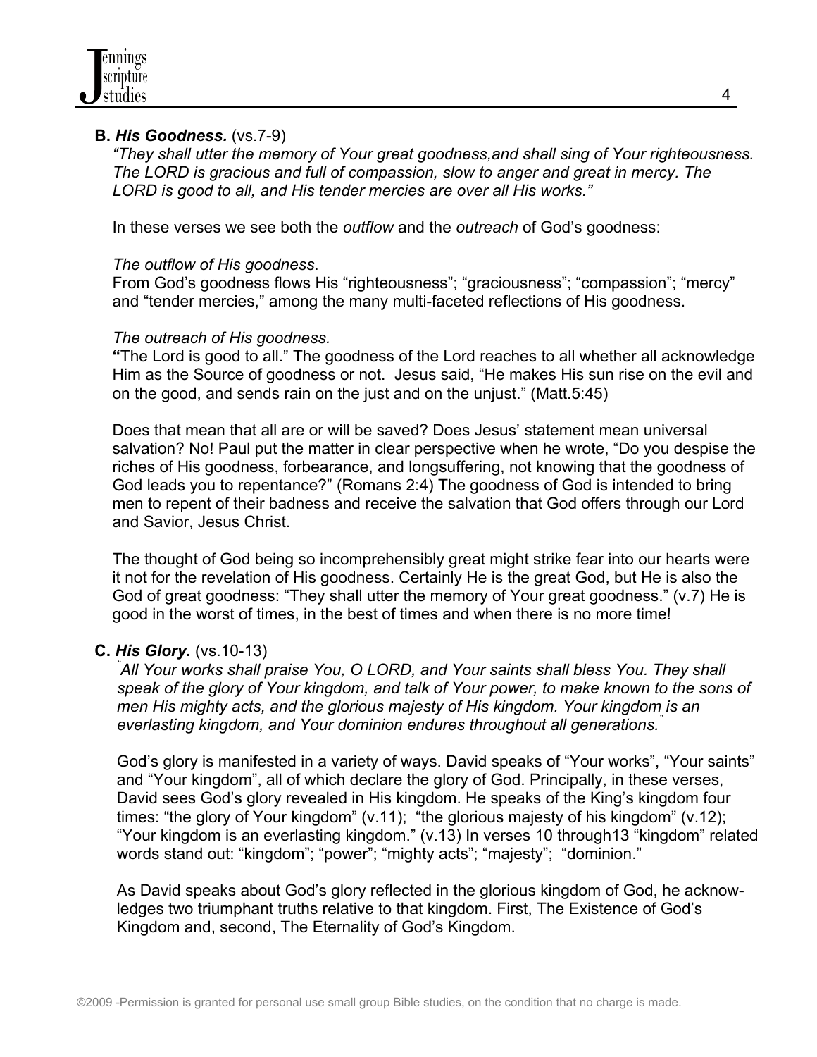**B. *His Goodness.*** (vs.7-9)

*"They shall utter the memory of Your great goodness,and shall sing of Your righteousness. The LORD is gracious and full of compassion, slow to anger and great in mercy. The LORD is good to all, and His tender mercies are over all His works."*

In these verses we see both the *outflow* and the *outreach* of God's goodness:

*The outflow of His goodness*.
From God's goodness flows His "righteousness"; "graciousness"; "compassion"; "mercy" and "tender mercies," among the many multi-faceted reflections of His goodness.

*The outreach of His goodness.*
**"**The Lord is good to all." The goodness of the Lord reaches to all whether all acknowledge Him as the Source of goodness or not. Jesus said, "He makes His sun rise on the evil and on the good, and sends rain on the just and on the unjust." (Matt.5:45)

Does that mean that all are or will be saved? Does Jesus' statement mean universal salvation? No! Paul put the matter in clear perspective when he wrote, "Do you despise the riches of His goodness, forbearance, and longsuffering, not knowing that the goodness of God leads you to repentance?" (Romans 2:4) The goodness of God is intended to bring men to repent of their badness and receive the salvation that God offers through our Lord and Savior, Jesus Christ.

The thought of God being so incomprehensibly great might strike fear into our hearts were it not for the revelation of His goodness. Certainly He is the great God, but He is also the God of great goodness: "They shall utter the memory of Your great goodness." (v.7) He is good in the worst of times, in the best of times and when there is no more time!

**C. *His Glory.*** (vs.10-13)

*"All Your works shall praise You, O LORD, and Your saints shall bless You. They shall speak of the glory of Your kingdom, and talk of Your power, to make known to the sons of men His mighty acts, and the glorious majesty of His kingdom. Your kingdom is an everlasting kingdom, and Your dominion endures throughout all generations."*

God's glory is manifested in a variety of ways. David speaks of "Your works", "Your saints" and "Your kingdom", all of which declare the glory of God. Principally, in these verses, David sees God's glory revealed in His kingdom. He speaks of the King's kingdom four times: "the glory of Your kingdom" (v.11); "the glorious majesty of his kingdom" (v.12); "Your kingdom is an everlasting kingdom." (v.13) In verses 10 through13 "kingdom" related words stand out: "kingdom"; "power"; "mighty acts"; "majesty"; "dominion."

As David speaks about God's glory reflected in the glorious kingdom of God, he acknowledges two triumphant truths relative to that kingdom. First, The Existence of God's Kingdom and, second, The Eternality of God's Kingdom.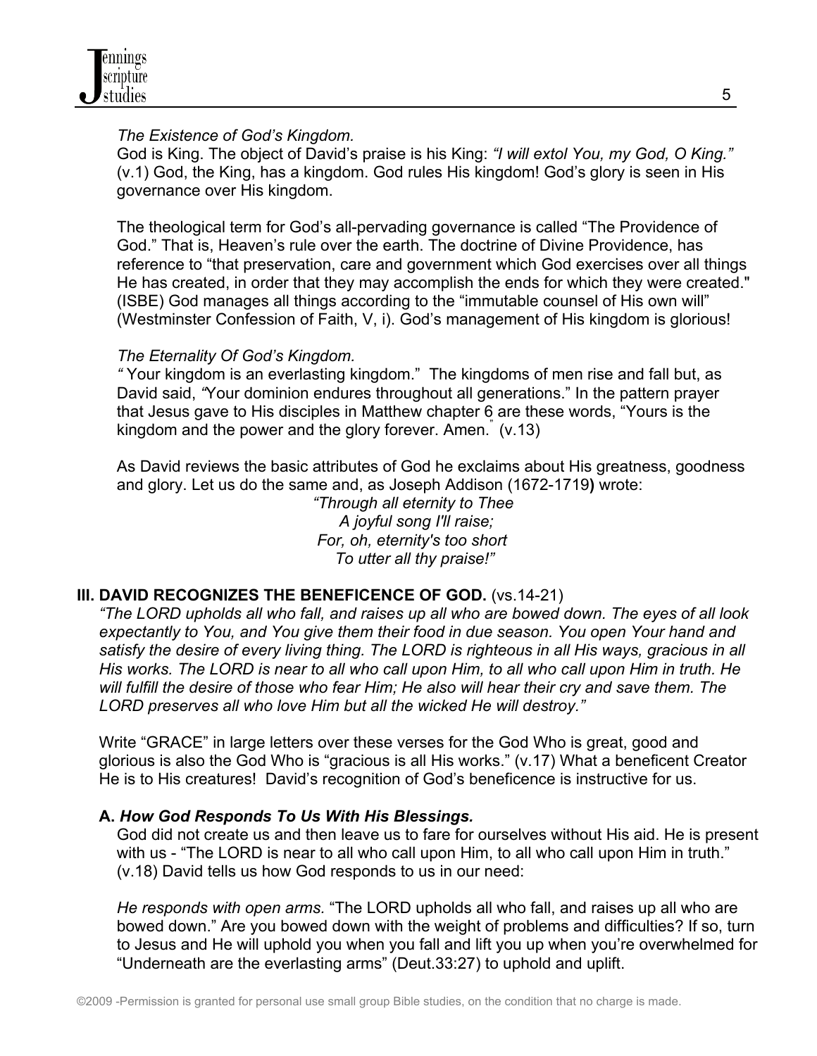*The Existence of God's Kingdom.*

God is King. The object of David's praise is his King: *"I will extol You, my God, O King."* (v.1) God, the King, has a kingdom. God rules His kingdom! God's glory is seen in His governance over His kingdom.

The theological term for God's all-pervading governance is called "The Providence of God." That is, Heaven's rule over the earth. The doctrine of Divine Providence, has reference to "that preservation, care and government which God exercises over all things He has created, in order that they may accomplish the ends for which they were created." (ISBE) God manages all things according to the "immutable counsel of His own will" (Westminster Confession of Faith, V, i). God's management of His kingdom is glorious!

*The Eternality Of God's Kingdom.*

*"* Your kingdom is an everlasting kingdom." The kingdoms of men rise and fall but, as David said, *"*Your dominion endures throughout all generations." In the pattern prayer that Jesus gave to His disciples in Matthew chapter 6 are these words, "Yours is the kingdom and the power and the glory forever. Amen." (v.13)

As David reviews the basic attributes of God he exclaims about His greatness, goodness and glory. Let us do the same and, as Joseph Addison (1672-1719**)** wrote:

*"Through all eternity to Thee*
*A joyful song I'll raise;*
*For, oh, eternity's too short*
*To utter all thy praise!"*

## III. DAVID RECOGNIZES THE BENEFICENCE OF GOD. (vs.14-21)

*"The LORD upholds all who fall, and raises up all who are bowed down. The eyes of all look expectantly to You, and You give them their food in due season. You open Your hand and satisfy the desire of every living thing. The LORD is righteous in all His ways, gracious in all His works. The LORD is near to all who call upon Him, to all who call upon Him in truth. He will fulfill the desire of those who fear Him; He also will hear their cry and save them. The LORD preserves all who love Him but all the wicked He will destroy."*

Write "GRACE" in large letters over these verses for the God Who is great, good and glorious is also the God Who is "gracious is all His works." (v.17) What a beneficent Creator He is to His creatures! David's recognition of God's beneficence is instructive for us.

### A. *How God Responds To Us With His Blessings.*

God did not create us and then leave us to fare for ourselves without His aid. He is present with us - "The LORD is near to all who call upon Him, to all who call upon Him in truth." (v.18) David tells us how God responds to us in our need:

*He responds with open arms.* "The LORD upholds all who fall, and raises up all who are bowed down." Are you bowed down with the weight of problems and difficulties? If so, turn to Jesus and He will uphold you when you fall and lift you up when you're overwhelmed for "Underneath are the everlasting arms" (Deut.33:27) to uphold and uplift.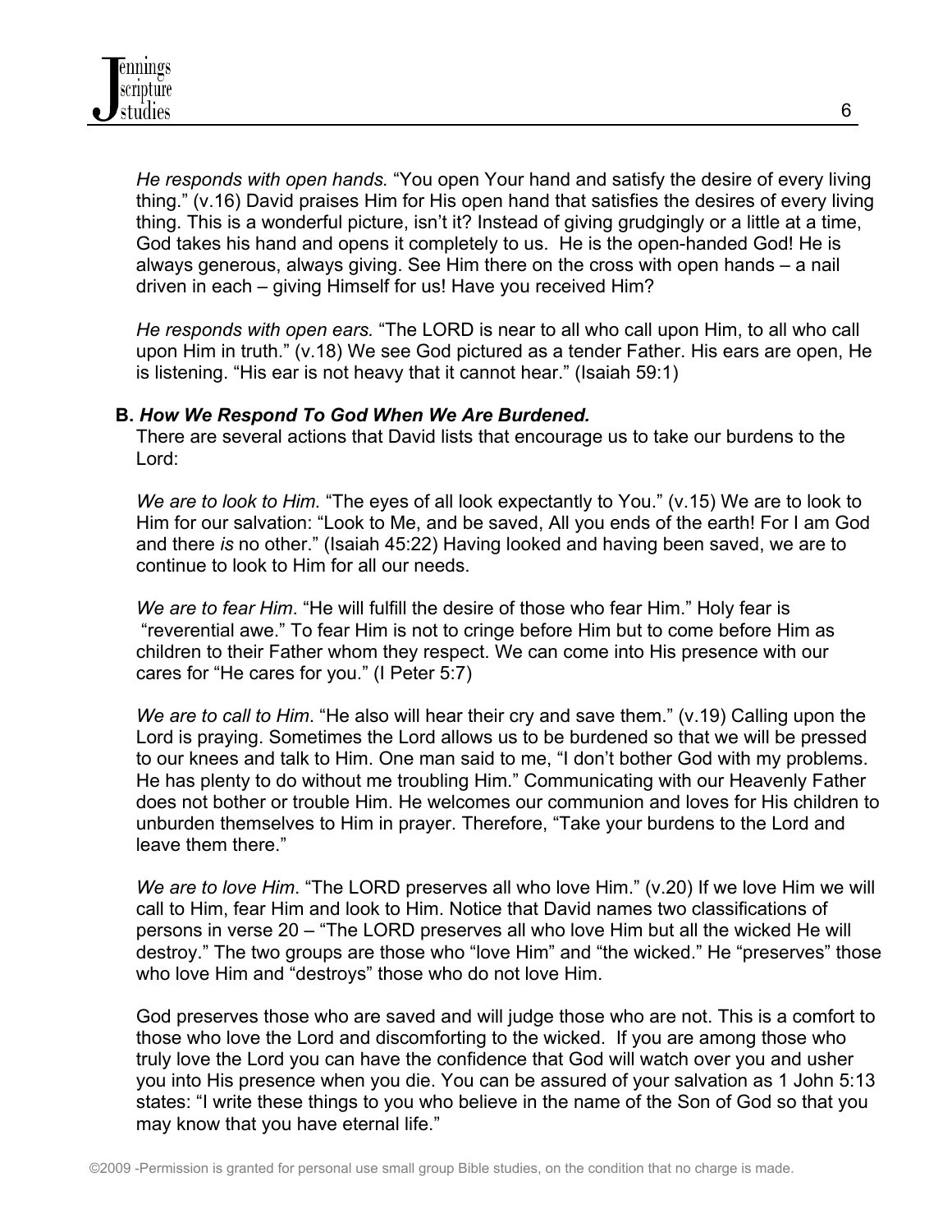*He responds with open hands.* "You open Your hand and satisfy the desire of every living thing." (v.16) David praises Him for His open hand that satisfies the desires of every living thing. This is a wonderful picture, isn't it? Instead of giving grudgingly or a little at a time, God takes his hand and opens it completely to us. He is the open-handed God! He is always generous, always giving. See Him there on the cross with open hands – a nail driven in each – giving Himself for us! Have you received Him?

*He responds with open ears.* "The LORD is near to all who call upon Him, to all who call upon Him in truth." (v.18) We see God pictured as a tender Father. His ears are open, He is listening. "His ear is not heavy that it cannot hear." (Isaiah 59:1)

**B.** ***How We Respond To God When We Are Burdened.***

There are several actions that David lists that encourage us to take our burdens to the Lord:

*We are to look to Him.* "The eyes of all look expectantly to You." (v.15) We are to look to Him for our salvation: "Look to Me, and be saved, All you ends of the earth! For I am God and there *is* no other." (Isaiah 45:22) Having looked and having been saved, we are to continue to look to Him for all our needs.

*We are to fear Him*. "He will fulfill the desire of those who fear Him." Holy fear is "reverential awe." To fear Him is not to cringe before Him but to come before Him as children to their Father whom they respect. We can come into His presence with our cares for "He cares for you." (I Peter 5:7)

*We are to call to Him*. "He also will hear their cry and save them." (v.19) Calling upon the Lord is praying. Sometimes the Lord allows us to be burdened so that we will be pressed to our knees and talk to Him. One man said to me, "I don't bother God with my problems. He has plenty to do without me troubling Him." Communicating with our Heavenly Father does not bother or trouble Him. He welcomes our communion and loves for His children to unburden themselves to Him in prayer. Therefore, "Take your burdens to the Lord and leave them there."

*We are to love Him*. "The LORD preserves all who love Him." (v.20) If we love Him we will call to Him, fear Him and look to Him. Notice that David names two classifications of persons in verse 20 – "The LORD preserves all who love Him but all the wicked He will destroy." The two groups are those who "love Him" and "the wicked." He "preserves" those who love Him and "destroys" those who do not love Him.

God preserves those who are saved and will judge those who are not. This is a comfort to those who love the Lord and discomforting to the wicked. If you are among those who truly love the Lord you can have the confidence that God will watch over you and usher you into His presence when you die. You can be assured of your salvation as 1 John 5:13 states: "I write these things to you who believe in the name of the Son of God so that you may know that you have eternal life."

©2009 -Permission is granted for personal use small group Bible studies, on the condition that no charge is made.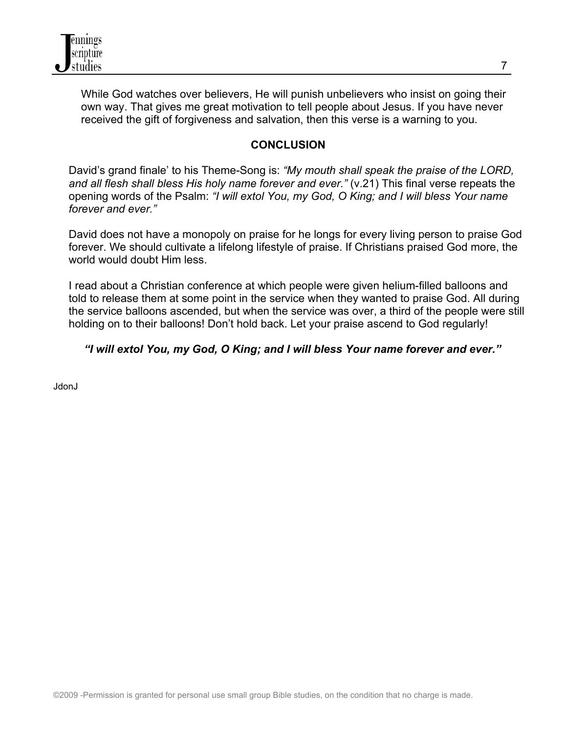While God watches over believers, He will punish unbelievers who insist on going their own way. That gives me great motivation to tell people about Jesus. If you have never received the gift of forgiveness and salvation, then this verse is a warning to you.

**CONCLUSION**

David's grand finale' to his Theme-Song is: *"My mouth shall speak the praise of the LORD, and all flesh shall bless His holy name forever and ever."* (v.21) This final verse repeats the opening words of the Psalm: *"I will extol You, my God, O King; and I will bless Your name forever and ever."*

David does not have a monopoly on praise for he longs for every living person to praise God forever. We should cultivate a lifelong lifestyle of praise. If Christians praised God more, the world would doubt Him less.

I read about a Christian conference at which people were given helium-filled balloons and told to release them at some point in the service when they wanted to praise God. All during the service balloons ascended, but when the service was over, a third of the people were still holding on to their balloons! Don't hold back. Let your praise ascend to God regularly!

***"I will extol You, my God, O King; and I will bless Your name forever and ever."***

JdonJ

©2009 -Permission is granted for personal use small group Bible studies, on the condition that no charge is made.